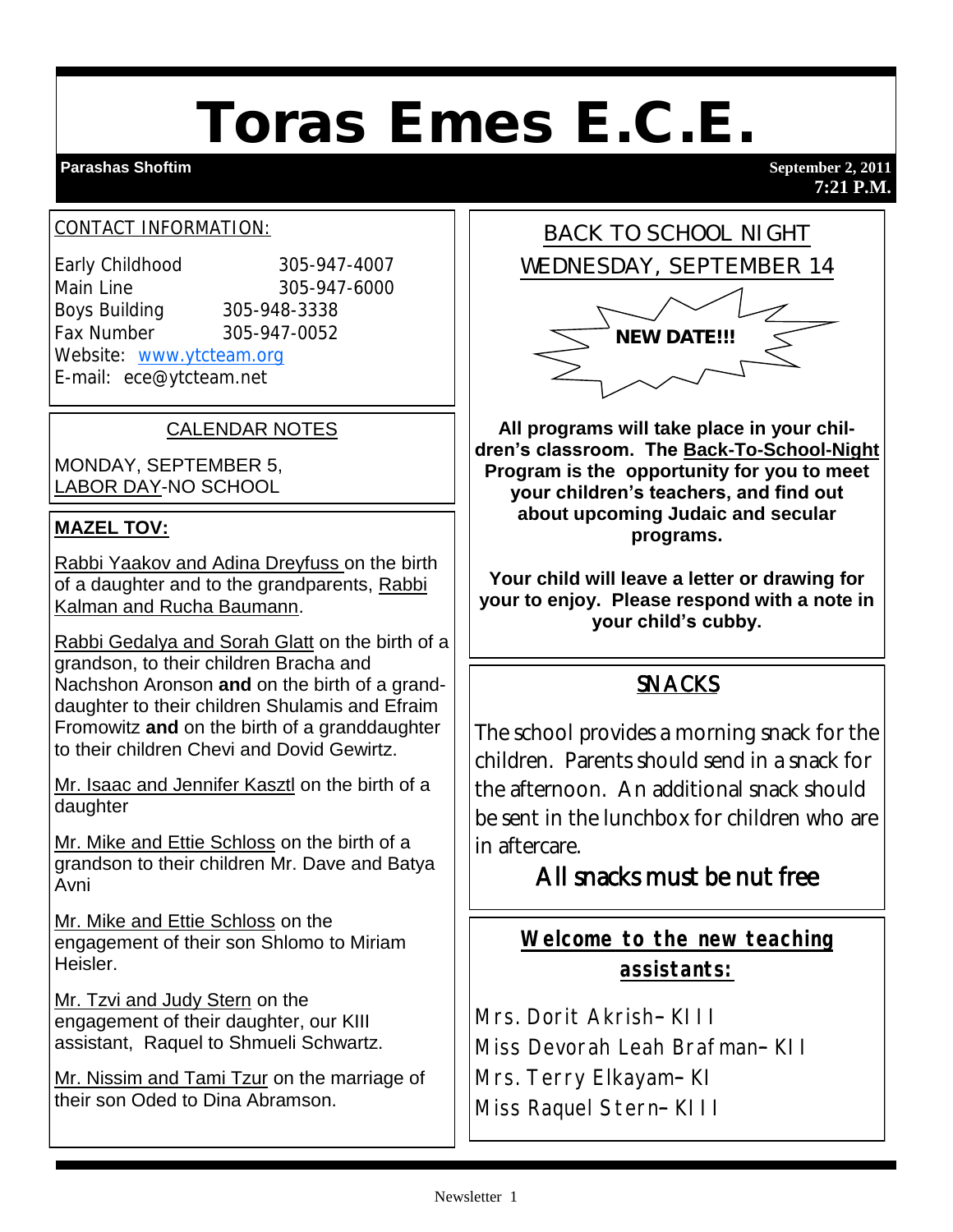# Toras Emes E.C.E.

**Parashas Shoftim** | **September 2, 2011** | **7:21 P.M.**

CONTACT INFORMATION:

Early Childhood 305-947-4007
Main Line 305-947-6000
Boys Building 305-948-3338
Fax Number 305-947-0052
Website: www.ytcteam.org
E-mail: ece@ytcteam.net

## CALENDAR NOTES

MONDAY, SEPTEMBER 5, LABOR DAY-NO SCHOOL

## MAZEL TOV:

Rabbi Yaakov and Adina Dreyfuss on the birth of a daughter and to the grandparents, Rabbi Kalman and Rucha Baumann.

Rabbi Gedalya and Sorah Glatt on the birth of a grandson, to their children Bracha and Nachshon Aronson **and** on the birth of a granddaughter to their children Shulamis and Efraim Fromowitz **and** on the birth of a granddaughter to their children Chevi and Dovid Gewirtz.

Mr. Isaac and Jennifer Kasztl on the birth of a daughter

Mr. Mike and Ettie Schloss on the birth of a grandson to their children Mr. Dave and Batya Avni

Mr. Mike and Ettie Schloss on the engagement of their son Shlomo to Miriam Heisler.

Mr. Tzvi and Judy Stern on the engagement of their daughter, our KIII assistant, Raquel to Shmueli Schwartz.

Mr. Nissim and Tami Tzur on the marriage of their son Oded to Dina Abramson.

## BACK TO SCHOOL NIGHT WEDNESDAY, SEPTEMBER 14

**NEW DATE!!!**

**All programs will take place in your children's classroom. The Back-To-School-Night Program is the opportunity for you to meet your children's teachers, and find out about upcoming Judaic and secular programs.**

**Your child will leave a letter or drawing for your to enjoy. Please respond with a note in your child's cubby.**

## SNACKS

The school provides a morning snack for the children. Parents should send in a snack for the afternoon. An additional snack should be sent in the lunchbox for children who are in aftercare.

All snacks must be nut free

## Welcome to the new teaching assistants:

Mrs. Dorit Akrish– KIII
Miss Devorah Leah Brafman– KII
Mrs. Terry Elkayam– KI
Miss Raquel Stern– KIII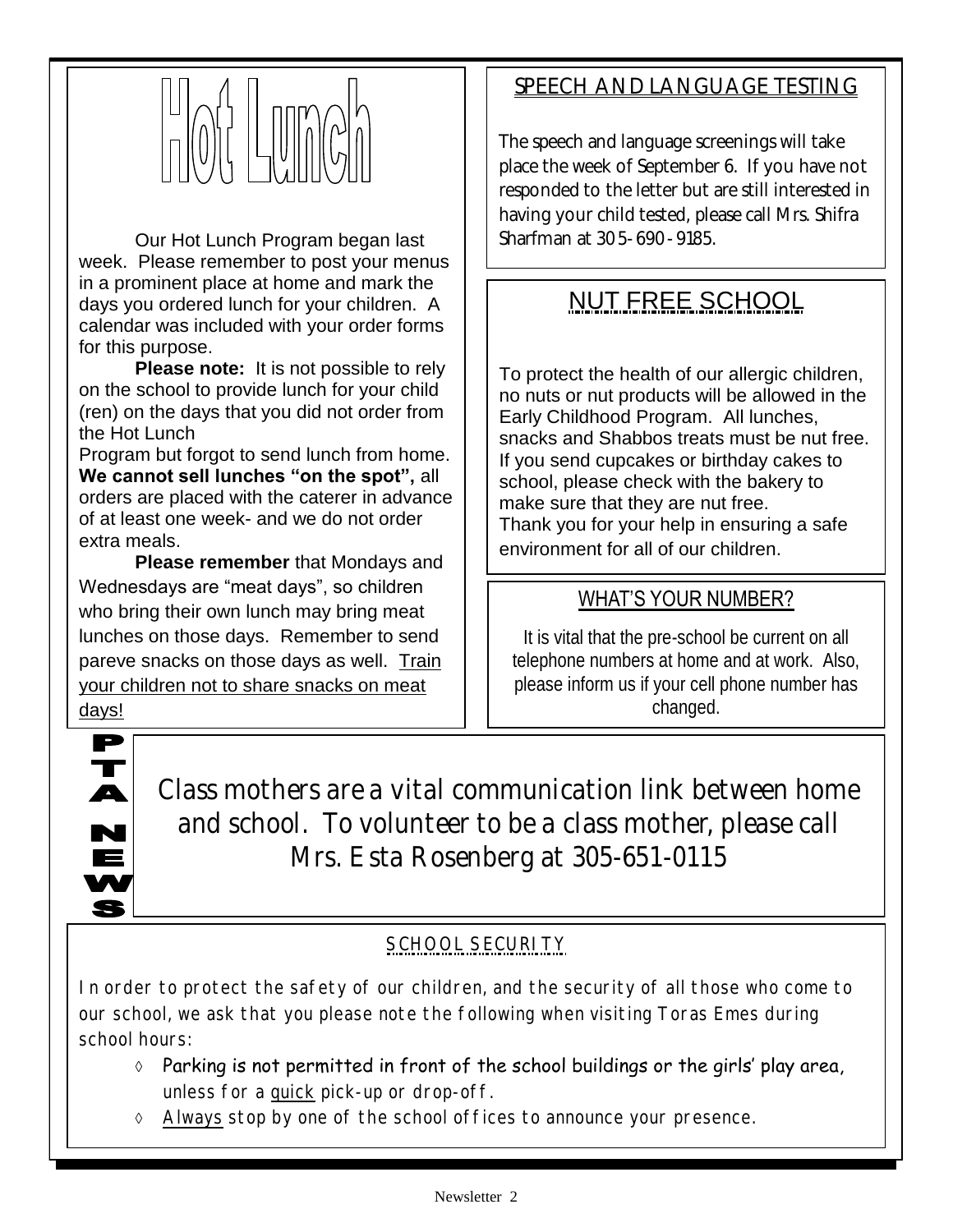# Hot Lunch

Our Hot Lunch Program began last week. Please remember to post your menus in a prominent place at home and mark the days you ordered lunch for your children. A calendar was included with your order forms for this purpose.

**Please note:** It is not possible to rely on the school to provide lunch for your child (ren) on the days that you did not order from the Hot Lunch Program but forgot to send lunch from home. **We cannot sell lunches "on the spot",** all orders are placed with the caterer in advance of at least one week- and we do not order extra meals.

**Please remember** that Mondays and Wednesdays are "meat days", so children who bring their own lunch may bring meat lunches on those days. Remember to send pareve snacks on those days as well. Train your children not to share snacks on meat days!

## SPEECH AND LANGUAGE TESTING

The speech and language screenings will take place the week of September 6. If you have not responded to the letter but are still interested in having your child tested, please call Mrs. Shifra Sharfman at 305-690-9185.

## NUT FREE SCHOOL

To protect the health of our allergic children, no nuts or nut products will be allowed in the Early Childhood Program. All lunches, snacks and Shabbos treats must be nut free. If you send cupcakes or birthday cakes to school, please check with the bakery to make sure that they are nut free.
Thank you for your help in ensuring a safe environment for all of our children.

## WHAT'S YOUR NUMBER?

It is vital that the pre-school be current on all telephone numbers at home and at work. Also, please inform us if your cell phone number has changed.

## PTA NEWS

*Class mothers are a vital communication link between home and school. To volunteer to be a class mother, please call Mrs. Esta Rosenberg at 305-651-0115*

## SCHOOL SECURITY

In order to protect the safety of our children, and the security of all those who come to our school, we ask that you please note the following when visiting Toras Emes during school hours:

- Parking is not permitted in front of the school buildings or the girls' play area, unless for a quick pick-up or drop-off.
- Always stop by one of the school offices to announce your presence.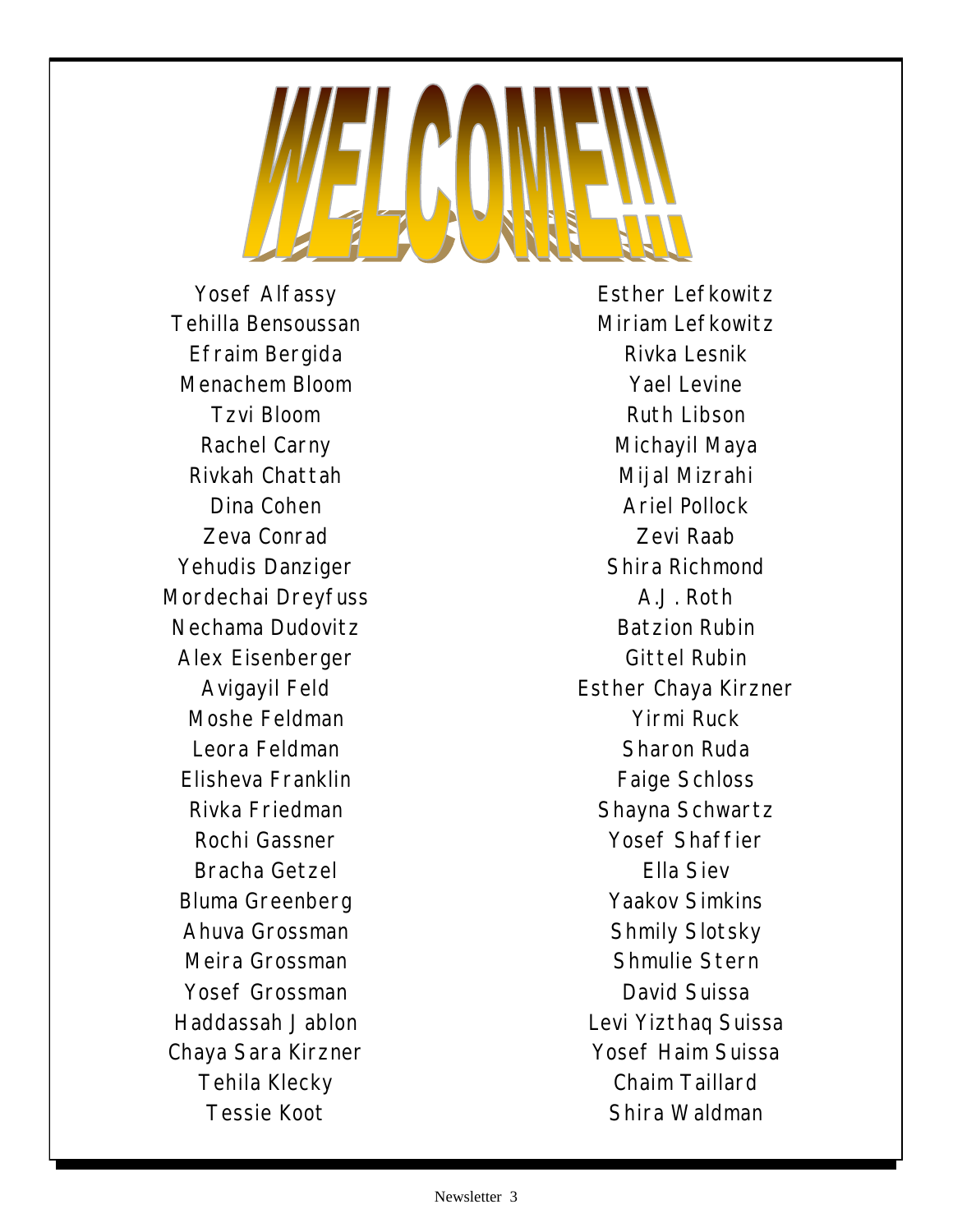# WELCOME!!!

Yosef Alfassy
Tehilla Bensoussan
Efraim Bergida
Menachem Bloom
Tzvi Bloom
Rachel Carny
Rivkah Chattah
Dina Cohen
Zeva Conrad
Yehudis Danziger
Mordechai Dreyfuss
Nechama Dudovitz
Alex Eisenberger
Avigayil Feld
Moshe Feldman
Leora Feldman
Elisheva Franklin
Rivka Friedman
Rochi Gassner
Bracha Getzel
Bluma Greenberg
Ahuva Grossman
Meira Grossman
Yosef Grossman
Haddassah Jablon
Chaya Sara Kirzner
Tehila Klecky
Tessie Koot

Esther Lefkowitz
Miriam Lefkowitz
Rivka Lesnik
Yael Levine
Ruth Libson
Michayil Maya
Mijal Mizrahi
Ariel Pollock
Zevi Raab
Shira Richmond
A.J. Roth
Batzion Rubin
Gittel Rubin
Esther Chaya Kirzner
Yirmi Ruck
Sharon Ruda
Faige Schloss
Shayna Schwartz
Yosef Shaffier
Ella Siev
Yaakov Simkins
Shmily Slotsky
Shmulie Stern
David Suissa
Levi Yizthaq Suissa
Yosef Haim Suissa
Chaim Taillard
Shira Waldman